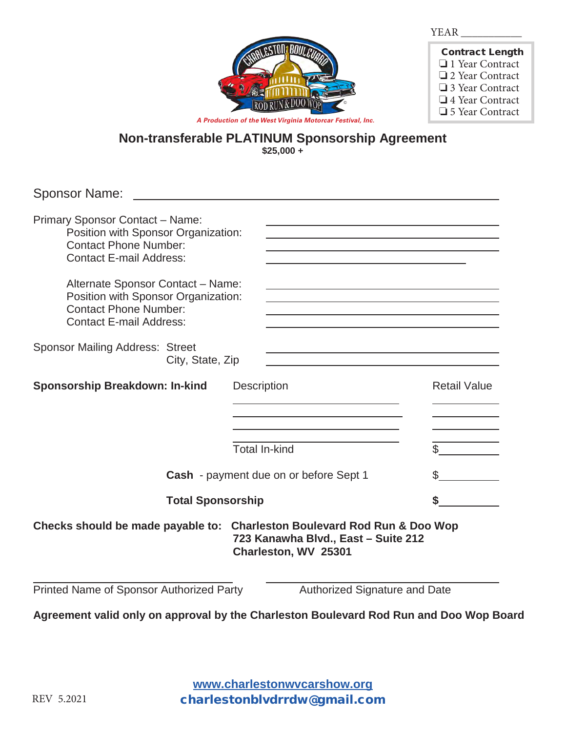YEAR ___________

**Contract Length**

- ❑ 1 Year Contract
- ❑ 2 Year Contract
- ❑ 3 Year Contract
- ❑ 4 Year Contract
- ❑ 5 Year Contract

*A Production of the West Virginia Motorcar Festival, Inc.*

## Non-transferable PLATINUM Sponsorship Agreement

**$25,000 +**

Sponsor Name: ______________________________________________

Primary Sponsor Contact – Name: ______________________________
Position with Sponsor Organization: ______________________________
Contact Phone Number: ______________________________
Contact E-mail Address: ______________________________

Alternate Sponsor Contact – Name: ______________________________
Position with Sponsor Organization: ______________________________
Contact Phone Number: ______________________________
Contact E-mail Address: ______________________________

Sponsor Mailing Address: Street ______________________________
City, State, Zip ______________________________

| **Sponsorship Breakdown: In-kind** | Description | Retail Value |
|---|---|---|
| | ______________________ | __________ |
| | ______________________ | __________ |
| | ______________________ | __________ |
| | ______________________ | __________ |
| | Total In-kind | $__________ |
| | **Cash** - payment due on or before Sept 1 | $__________ |
| | **Total Sponsorship** | **$**__________ |

**Checks should be made payable to: Charleston Boulevard Rod Run & Doo Wop**
**723 Kanawha Blvd., East – Suite 212**
**Charleston, WV 25301**

______________________________ ______________________________
Printed Name of Sponsor Authorized Party Authorized Signature and Date

**Agreement valid only on approval by the Charleston Boulevard Rod Run and Doo Wop Board**

www.charlestonwvcarshow.org
charlestonblvdrrdw@gmail.com

REV 5.2021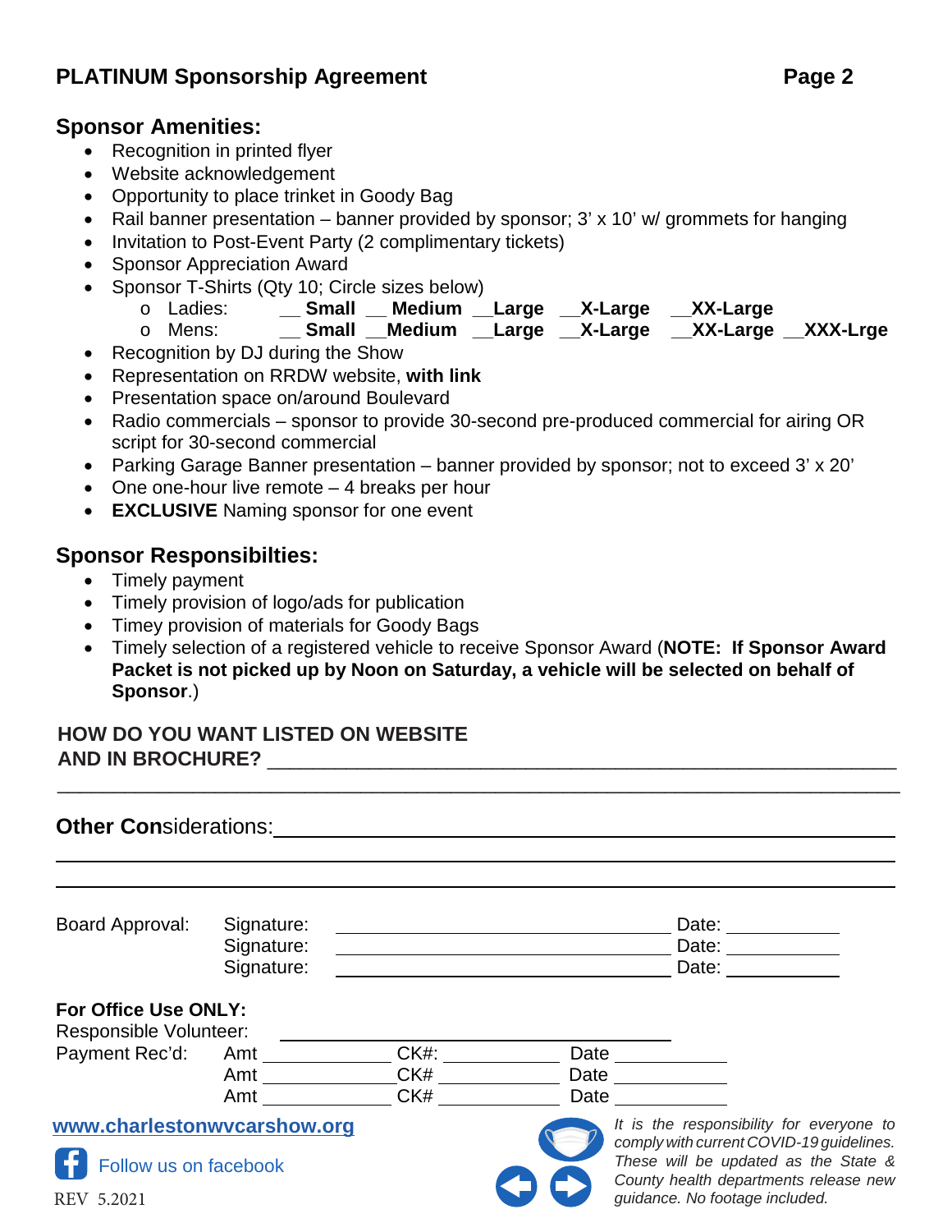## Sponsor Amenities:

- Recognition in printed flyer
- Website acknowledgement
- Opportunity to place trinket in Goody Bag
- Rail banner presentation – banner provided by sponsor; 3' x 10' w/ grommets for hanging
- Invitation to Post-Event Party (2 complimentary tickets)
- Sponsor Appreciation Award
- Sponsor T-Shirts (Qty 10; Circle sizes below)
  - Ladies: __ **Small** __ **Medium** __**Large** __**X-Large** __**XX-Large**
  - Mens: __ **Small** __**Medium** __**Large** __**X-Large** __**XX-Large** __**XXX-Lrge**
- Recognition by DJ during the Show
- Representation on RRDW website, **with link**
- Presentation space on/around Boulevard
- Radio commercials – sponsor to provide 30-second pre-produced commercial for airing OR script for 30-second commercial
- Parking Garage Banner presentation – banner provided by sponsor; not to exceed 3' x 20'
- One one-hour live remote – 4 breaks per hour
- **EXCLUSIVE** Naming sponsor for one event

## Sponsor Responsibilties:

- Timely payment
- Timely provision of logo/ads for publication
- Timey provision of materials for Goody Bags
- Timely selection of a registered vehicle to receive Sponsor Award (**NOTE: If Sponsor Award Packet is not picked up by Noon on Saturday, a vehicle will be selected on behalf of Sponsor**.)

**HOW DO YOU WANT LISTED ON WEBSITE AND IN BROCHURE?** ______________________________________________

______________________________________________________________________

**Other Con**siderations: ______________________________________________

______________________________________________________________________

______________________________________________________________________

Board Approval: Signature: ______________________ Date: __________
Signature: ______________________ Date: __________
Signature: ______________________ Date: __________

**For Office Use ONLY:**

Responsible Volunteer: ______________________

Payment Rec'd: Amt __________ CK#: __________ Date __________
Amt __________ CK# __________ Date __________
Amt __________ CK# __________ Date __________

www.charlestonwvcarshow.org

Follow us on facebook

*It is the responsibility for everyone to comply with current COVID-19 guidelines. These will be updated as the State & County health departments release new guidance. No footage included.*

REV 5.2021